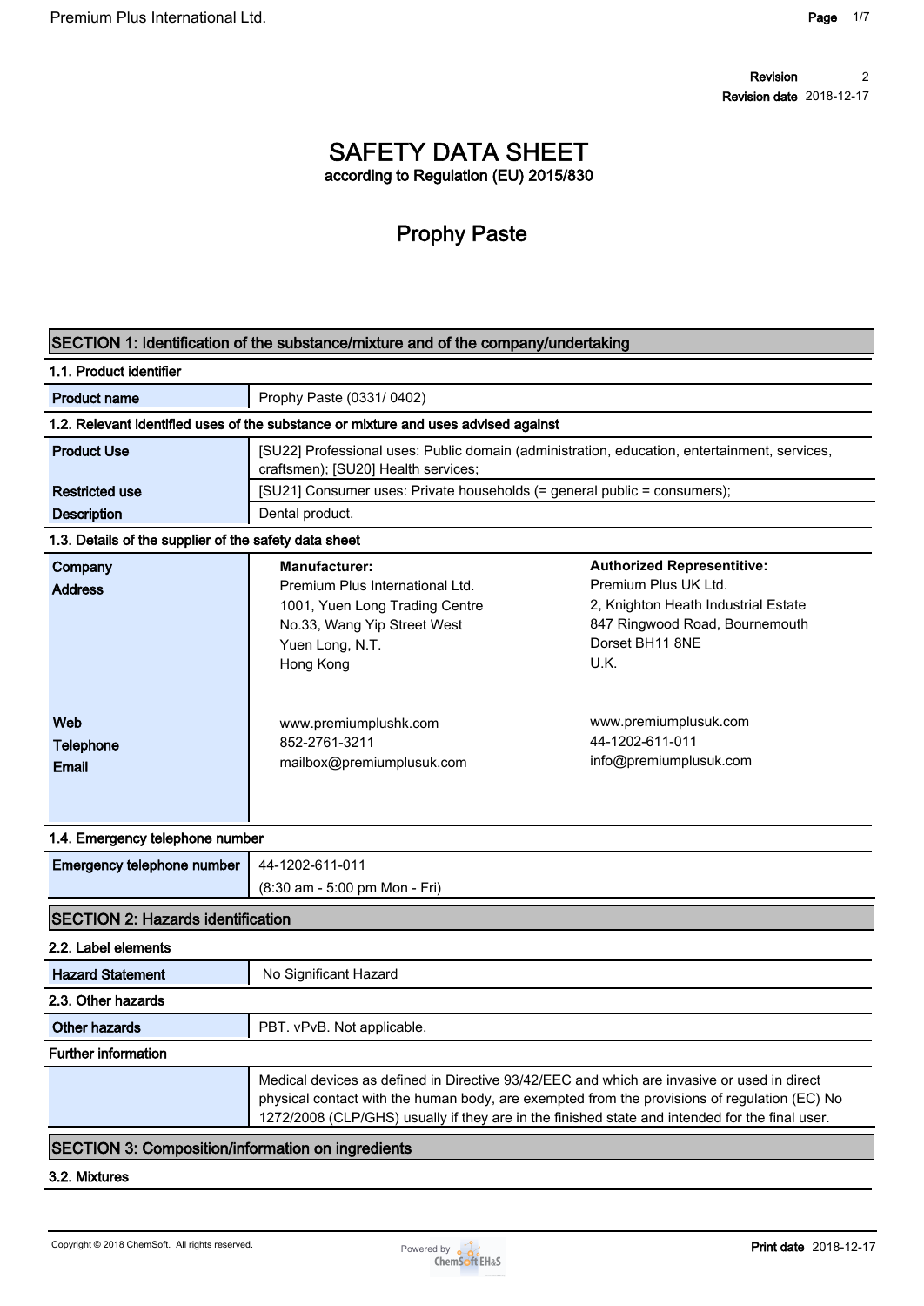Revision 2
Revision date 2018-12-17

# SAFETY DATA SHEET
according to Regulation (EU) 2015/830

# Prophy Paste

## SECTION 1: Identification of the substance/mixture and of the company/undertaking

### 1.1. Product identifier

| | |
|---|---|
| Product name | Prophy Paste (0331/ 0402) |

### 1.2. Relevant identified uses of the substance or mixture and uses advised against

| | |
|---|---|
| Product Use | [SU22] Professional uses: Public domain (administration, education, entertainment, services, craftsmen); [SU20] Health services; |
| Restricted use | [SU21] Consumer uses: Private households (= general public = consumers); |
| Description | Dental product. |

### 1.3. Details of the supplier of the safety data sheet

| | Manufacturer: | Authorized Representitive: |
|---|---|---|
| Company / Address | Premium Plus International Ltd.<br>1001, Yuen Long Trading Centre<br>No.33, Wang Yip Street West<br>Yuen Long, N.T.<br>Hong Kong | Premium Plus UK Ltd.<br>2, Knighton Heath Industrial Estate<br>847 Ringwood Road, Bournemouth<br>Dorset BH11 8NE<br>U.K. |
| Web | www.premiumplushk.com | www.premiumplusuk.com |
| Telephone | 852-2761-3211 | 44-1202-611-011 |
| Email | mailbox@premiumplusuk.com | info@premiumplusuk.com |

### 1.4. Emergency telephone number

| | |
|---|---|
| Emergency telephone number | 44-1202-611-011<br>(8:30 am - 5:00 pm Mon - Fri) |

## SECTION 2: Hazards identification

### 2.2. Label elements

| | |
|---|---|
| Hazard Statement | No Significant Hazard |

### 2.3. Other hazards

| | |
|---|---|
| Other hazards | PBT. vPvB. Not applicable. |

### Further information

Medical devices as defined in Directive 93/42/EEC and which are invasive or used in direct physical contact with the human body, are exempted from the provisions of regulation (EC) No 1272/2008 (CLP/GHS) usually if they are in the finished state and intended for the final user.

## SECTION 3: Composition/information on ingredients

### 3.2. Mixtures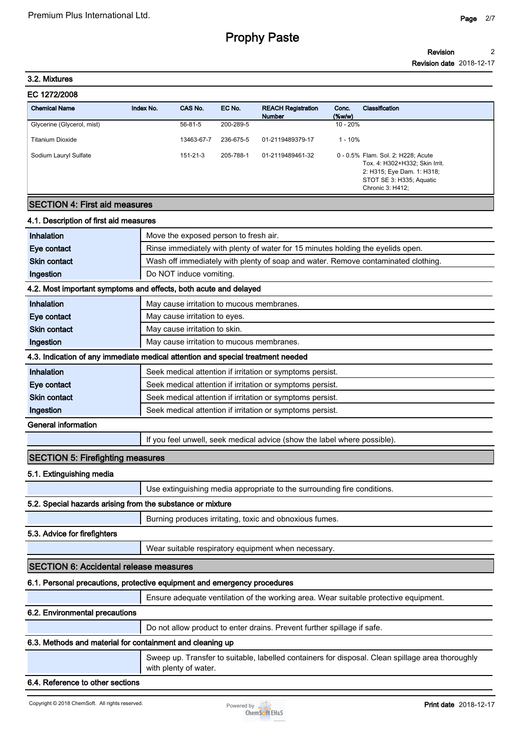### 3.2. Mixtures

**EC 1272/2008**

| Chemical Name | Index No. | CAS No. | EC No. | REACH Registration Number | Conc. (%w/w) | Classification |
|---|---|---|---|---|---|---|
| Glycerine (Glycerol, mist) | | 56-81-5 | 200-289-5 | | 10 - 20% | |
| Titanium Dioxide | | 13463-67-7 | 236-675-5 | 01-2119489379-17 | 1 - 10% | |
| Sodium Lauryl Sulfate | | 151-21-3 | 205-788-1 | 01-2119489461-32 | 0 - 0.5% | Flam. Sol. 2: H228; Acute Tox. 4: H302+H332; Skin Irrit. 2: H315; Eye Dam. 1: H318; STOT SE 3: H335; Aquatic Chronic 3: H412; |

## SECTION 4: First aid measures

### 4.1. Description of first aid measures

| | |
|---|---|
| **Inhalation** | Move the exposed person to fresh air. |
| **Eye contact** | Rinse immediately with plenty of water for 15 minutes holding the eyelids open. |
| **Skin contact** | Wash off immediately with plenty of soap and water. Remove contaminated clothing. |
| **Ingestion** | Do NOT induce vomiting. |

### 4.2. Most important symptoms and effects, both acute and delayed

| | |
|---|---|
| **Inhalation** | May cause irritation to mucous membranes. |
| **Eye contact** | May cause irritation to eyes. |
| **Skin contact** | May cause irritation to skin. |
| **Ingestion** | May cause irritation to mucous membranes. |

### 4.3. Indication of any immediate medical attention and special treatment needed

| | |
|---|---|
| **Inhalation** | Seek medical attention if irritation or symptoms persist. |
| **Eye contact** | Seek medical attention if irritation or symptoms persist. |
| **Skin contact** | Seek medical attention if irritation or symptoms persist. |
| **Ingestion** | Seek medical attention if irritation or symptoms persist. |

### General information

If you feel unwell, seek medical advice (show the label where possible).

## SECTION 5: Firefighting measures

### 5.1. Extinguishing media

Use extinguishing media appropriate to the surrounding fire conditions.

### 5.2. Special hazards arising from the substance or mixture

Burning produces irritating, toxic and obnoxious fumes.

### 5.3. Advice for firefighters

Wear suitable respiratory equipment when necessary.

## SECTION 6: Accidental release measures

### 6.1. Personal precautions, protective equipment and emergency procedures

Ensure adequate ventilation of the working area. Wear suitable protective equipment.

### 6.2. Environmental precautions

Do not allow product to enter drains. Prevent further spillage if safe.

### 6.3. Methods and material for containment and cleaning up

Sweep up. Transfer to suitable, labelled containers for disposal. Clean spillage area thoroughly with plenty of water.

### 6.4. Reference to other sections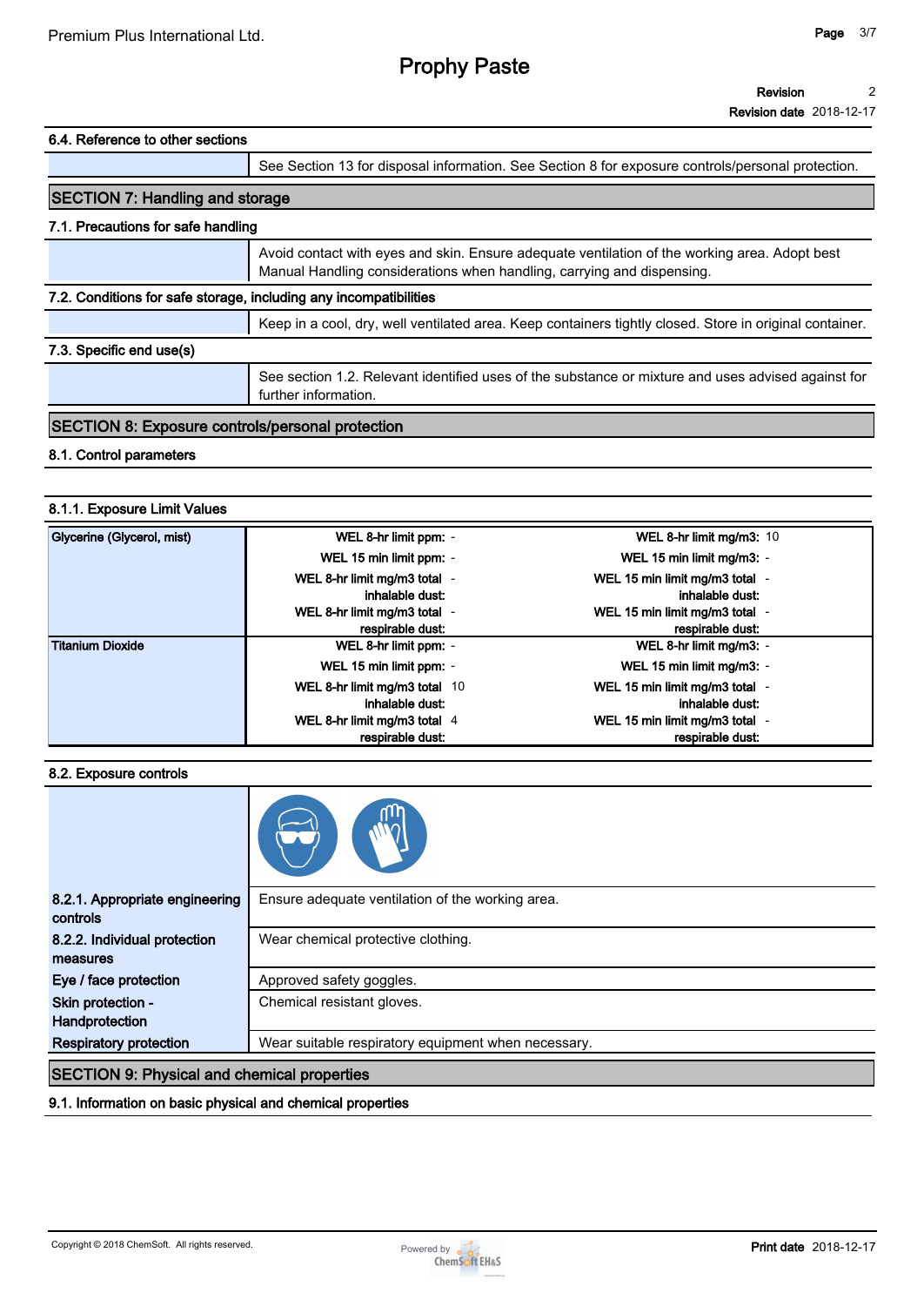### 6.4. Reference to other sections

| | |
|---|---|
| | See Section 13 for disposal information. See Section 8 for exposure controls/personal protection. |

## SECTION 7: Handling and storage

### 7.1. Precautions for safe handling

| | |
|---|---|
| | Avoid contact with eyes and skin. Ensure adequate ventilation of the working area. Adopt best Manual Handling considerations when handling, carrying and dispensing. |

### 7.2. Conditions for safe storage, including any incompatibilities

| | |
|---|---|
| | Keep in a cool, dry, well ventilated area. Keep containers tightly closed. Store in original container. |

### 7.3. Specific end use(s)

| | |
|---|---|
| | See section 1.2. Relevant identified uses of the substance or mixture and uses advised against for further information. |

## SECTION 8: Exposure controls/personal protection

### 8.1. Control parameters

#### 8.1.1. Exposure Limit Values

| Substance | | | | |
|---|---|---|---|---|
| Glycerine (Glycerol, mist) | WEL 8-hr limit ppm: | - | WEL 8-hr limit mg/m3: | 10 |
| | WEL 15 min limit ppm: | - | WEL 15 min limit mg/m3: | - |
| | WEL 8-hr limit mg/m3 total inhalable dust: | - | WEL 15 min limit mg/m3 total inhalable dust: | - |
| | WEL 8-hr limit mg/m3 total respirable dust: | - | WEL 15 min limit mg/m3 total respirable dust: | - |
| Titanium Dioxide | WEL 8-hr limit ppm: | - | WEL 8-hr limit mg/m3: | - |
| | WEL 15 min limit ppm: | - | WEL 15 min limit mg/m3: | - |
| | WEL 8-hr limit mg/m3 total inhalable dust: | 10 | WEL 15 min limit mg/m3 total inhalable dust: | - |
| | WEL 8-hr limit mg/m3 total respirable dust: | 4 | WEL 15 min limit mg/m3 total respirable dust: | - |

### 8.2. Exposure controls

| | |
|---|---|
| **8.2.1. Appropriate engineering controls** | Ensure adequate ventilation of the working area. |
| **8.2.2. Individual protection measures** | Wear chemical protective clothing. |
| **Eye / face protection** | Approved safety goggles. |
| **Skin protection - Handprotection** | Chemical resistant gloves. |
| **Respiratory protection** | Wear suitable respiratory equipment when necessary. |

## SECTION 9: Physical and chemical properties

### 9.1. Information on basic physical and chemical properties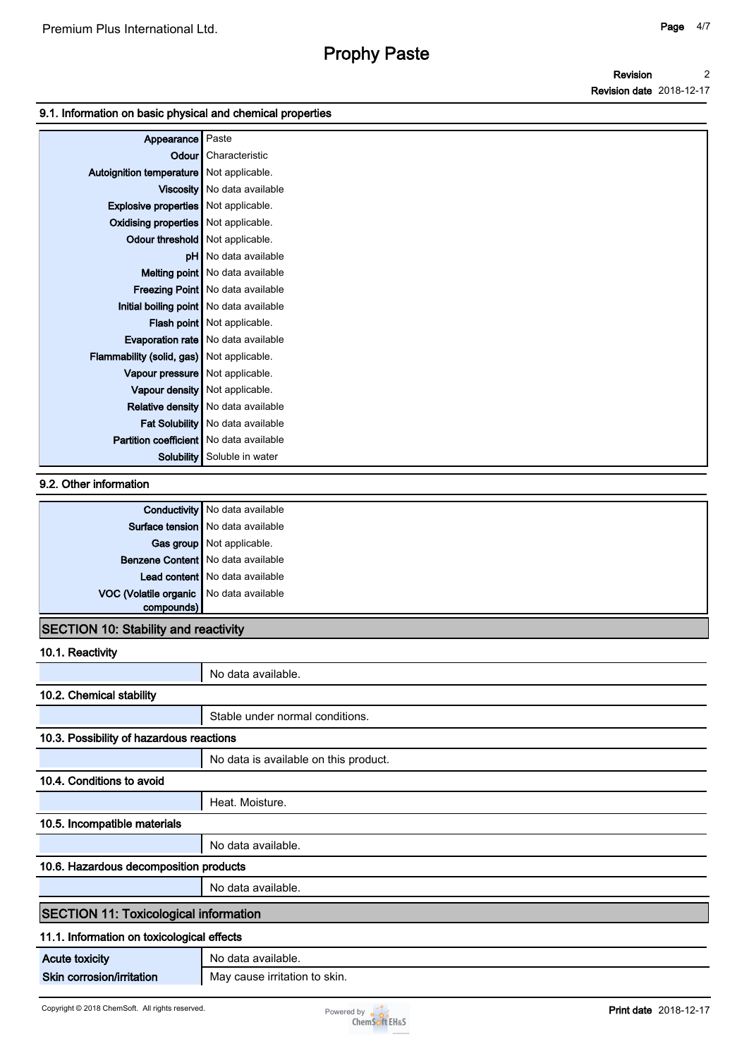### 9.1. Information on basic physical and chemical properties

| | |
|---|---|
| **Appearance** | Paste |
| **Odour** | Characteristic |
| **Autoignition temperature** | Not applicable. |
| **Viscosity** | No data available |
| **Explosive properties** | Not applicable. |
| **Oxidising properties** | Not applicable. |
| **Odour threshold** | Not applicable. |
| **pH** | No data available |
| **Melting point** | No data available |
| **Freezing Point** | No data available |
| **Initial boiling point** | No data available |
| **Flash point** | Not applicable. |
| **Evaporation rate** | No data available |
| **Flammability (solid, gas)** | Not applicable. |
| **Vapour pressure** | Not applicable. |
| **Vapour density** | Not applicable. |
| **Relative density** | No data available |
| **Fat Solubility** | No data available |
| **Partition coefficient** | No data available |
| **Solubility** | Soluble in water |

### 9.2. Other information

| | |
|---|---|
| **Conductivity** | No data available |
| **Surface tension** | No data available |
| **Gas group** | Not applicable. |
| **Benzene Content** | No data available |
| **Lead content** | No data available |
| **VOC (Volatile organic compounds)** | No data available |

## SECTION 10: Stability and reactivity

### 10.1. Reactivity

No data available.

### 10.2. Chemical stability

Stable under normal conditions.

### 10.3. Possibility of hazardous reactions

No data is available on this product.

### 10.4. Conditions to avoid

Heat. Moisture.

### 10.5. Incompatible materials

No data available.

### 10.6. Hazardous decomposition products

No data available.

## SECTION 11: Toxicological information

### 11.1. Information on toxicological effects

| | |
|---|---|
| **Acute toxicity** | No data available. |
| **Skin corrosion/irritation** | May cause irritation to skin. |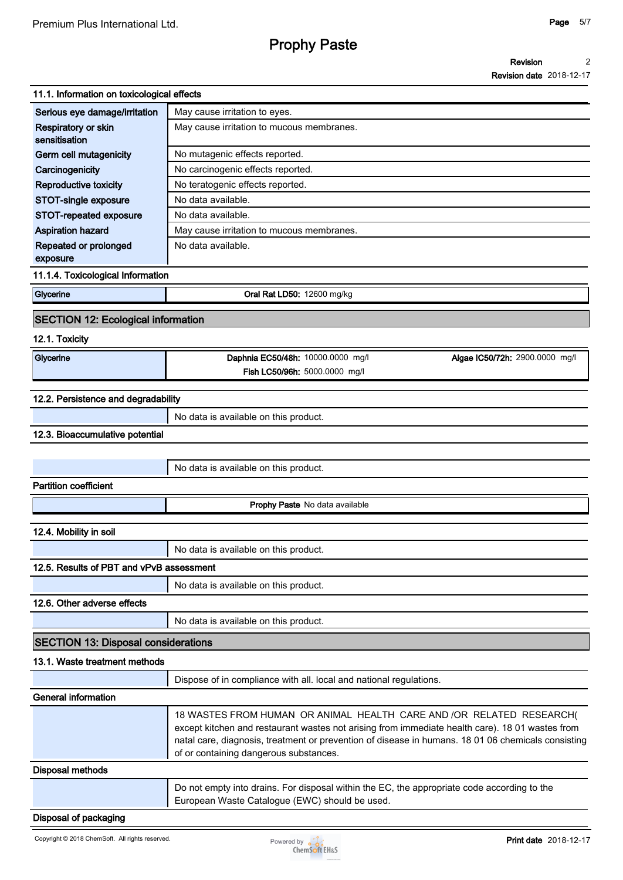### 11.1. Information on toxicological effects

| | |
|---|---|
| **Serious eye damage/irritation** | May cause irritation to eyes. |
| **Respiratory or skin sensitisation** | May cause irritation to mucous membranes. |
| **Germ cell mutagenicity** | No mutagenic effects reported. |
| **Carcinogenicity** | No carcinogenic effects reported. |
| **Reproductive toxicity** | No teratogenic effects reported. |
| **STOT-single exposure** | No data available. |
| **STOT-repeated exposure** | No data available. |
| **Aspiration hazard** | May cause irritation to mucous membranes. |
| **Repeated or prolonged exposure** | No data available. |

### 11.1.4. Toxicological Information

| | |
|---|---|
| Glycerine | **Oral Rat LD50:** 12600 mg/kg |

## SECTION 12: Ecological information

### 12.1. Toxicity

| | | |
|---|---|---|
| Glycerine | **Daphnia EC50/48h:** 10000.0000 mg/l | **Algae IC50/72h:** 2900.0000 mg/l |
| | **Fish LC50/96h:** 5000.0000 mg/l | |

### 12.2. Persistence and degradability

No data is available on this product.

### 12.3. Bioaccumulative potential

No data is available on this product.

**Partition coefficient**

| | |
|---|---|
| | **Prophy Paste** No data available |

### 12.4. Mobility in soil

No data is available on this product.

### 12.5. Results of PBT and vPvB assessment

No data is available on this product.

### 12.6. Other adverse effects

No data is available on this product.

## SECTION 13: Disposal considerations

### 13.1. Waste treatment methods

Dispose of in compliance with all. local and national regulations.

**General information**

18 WASTES FROM HUMAN OR ANIMAL HEALTH CARE AND /OR RELATED RESEARCH( except kitchen and restaurant wastes not arising from immediate health care). 18 01 wastes from natal care, diagnosis, treatment or prevention of disease in humans. 18 01 06 chemicals consisting of or containing dangerous substances.

**Disposal methods**

Do not empty into drains. For disposal within the EC, the appropriate code according to the European Waste Catalogue (EWC) should be used.

**Disposal of packaging**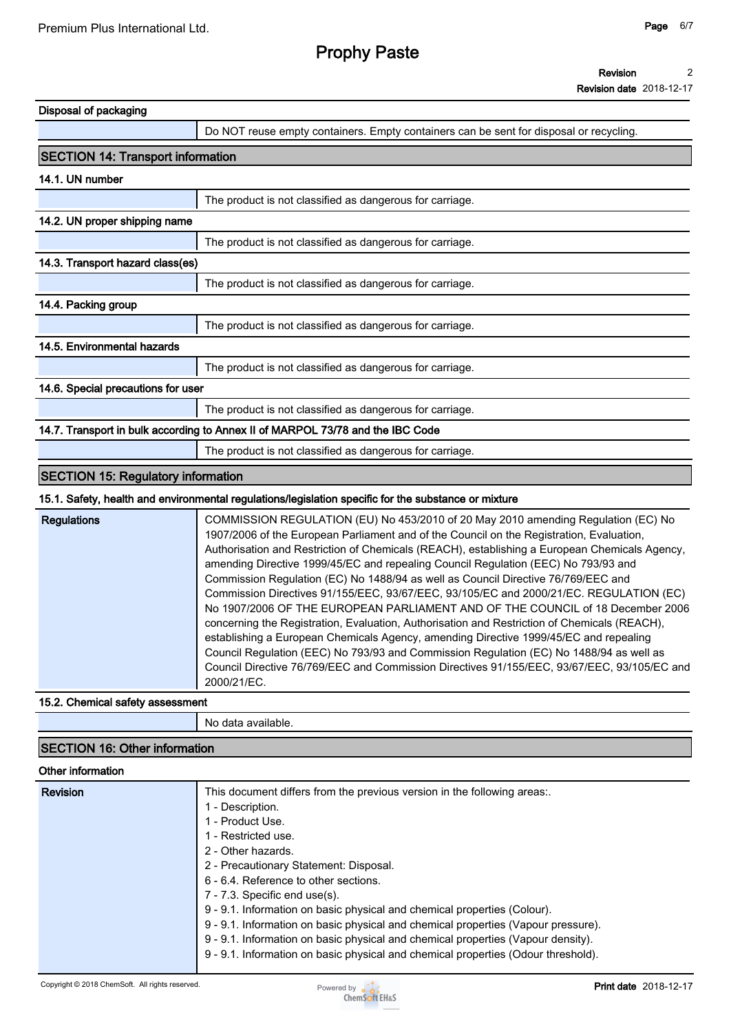**Disposal of packaging**

| | |
|---|---|
| | Do NOT reuse empty containers. Empty containers can be sent for disposal or recycling. |

## SECTION 14: Transport information

**14.1. UN number**

| | |
|---|---|
| | The product is not classified as dangerous for carriage. |

**14.2. UN proper shipping name**

| | |
|---|---|
| | The product is not classified as dangerous for carriage. |

**14.3. Transport hazard class(es)**

| | |
|---|---|
| | The product is not classified as dangerous for carriage. |

**14.4. Packing group**

| | |
|---|---|
| | The product is not classified as dangerous for carriage. |

**14.5. Environmental hazards**

| | |
|---|---|
| | The product is not classified as dangerous for carriage. |

**14.6. Special precautions for user**

| | |
|---|---|
| | The product is not classified as dangerous for carriage. |

**14.7. Transport in bulk according to Annex II of MARPOL 73/78 and the IBC Code**

| | |
|---|---|
| | The product is not classified as dangerous for carriage. |

## SECTION 15: Regulatory information

**15.1. Safety, health and environmental regulations/legislation specific for the substance or mixture**

| | |
|---|---|
| **Regulations** | COMMISSION REGULATION (EU) No 453/2010 of 20 May 2010 amending Regulation (EC) No 1907/2006 of the European Parliament and of the Council on the Registration, Evaluation, Authorisation and Restriction of Chemicals (REACH), establishing a European Chemicals Agency, amending Directive 1999/45/EC and repealing Council Regulation (EEC) No 793/93 and Commission Regulation (EC) No 1488/94 as well as Council Directive 76/769/EEC and Commission Directives 91/155/EEC, 93/67/EEC, 93/105/EC and 2000/21/EC. REGULATION (EC) No 1907/2006 OF THE EUROPEAN PARLIAMENT AND OF THE COUNCIL of 18 December 2006 concerning the Registration, Evaluation, Authorisation and Restriction of Chemicals (REACH), establishing a European Chemicals Agency, amending Directive 1999/45/EC and repealing Council Regulation (EEC) No 793/93 and Commission Regulation (EC) No 1488/94 as well as Council Directive 76/769/EEC and Commission Directives 91/155/EEC, 93/67/EEC, 93/105/EC and 2000/21/EC. |

**15.2. Chemical safety assessment**

| | |
|---|---|
| | No data available. |

## SECTION 16: Other information

**Other information**

| | |
|---|---|
| **Revision** | This document differs from the previous version in the following areas:.<br>1 - Description.<br>1 - Product Use.<br>1 - Restricted use.<br>2 - Other hazards.<br>2 - Precautionary Statement: Disposal.<br>6 - 6.4. Reference to other sections.<br>7 - 7.3. Specific end use(s).<br>9 - 9.1. Information on basic physical and chemical properties (Colour).<br>9 - 9.1. Information on basic physical and chemical properties (Vapour pressure).<br>9 - 9.1. Information on basic physical and chemical properties (Vapour density).<br>9 - 9.1. Information on basic physical and chemical properties (Odour threshold). |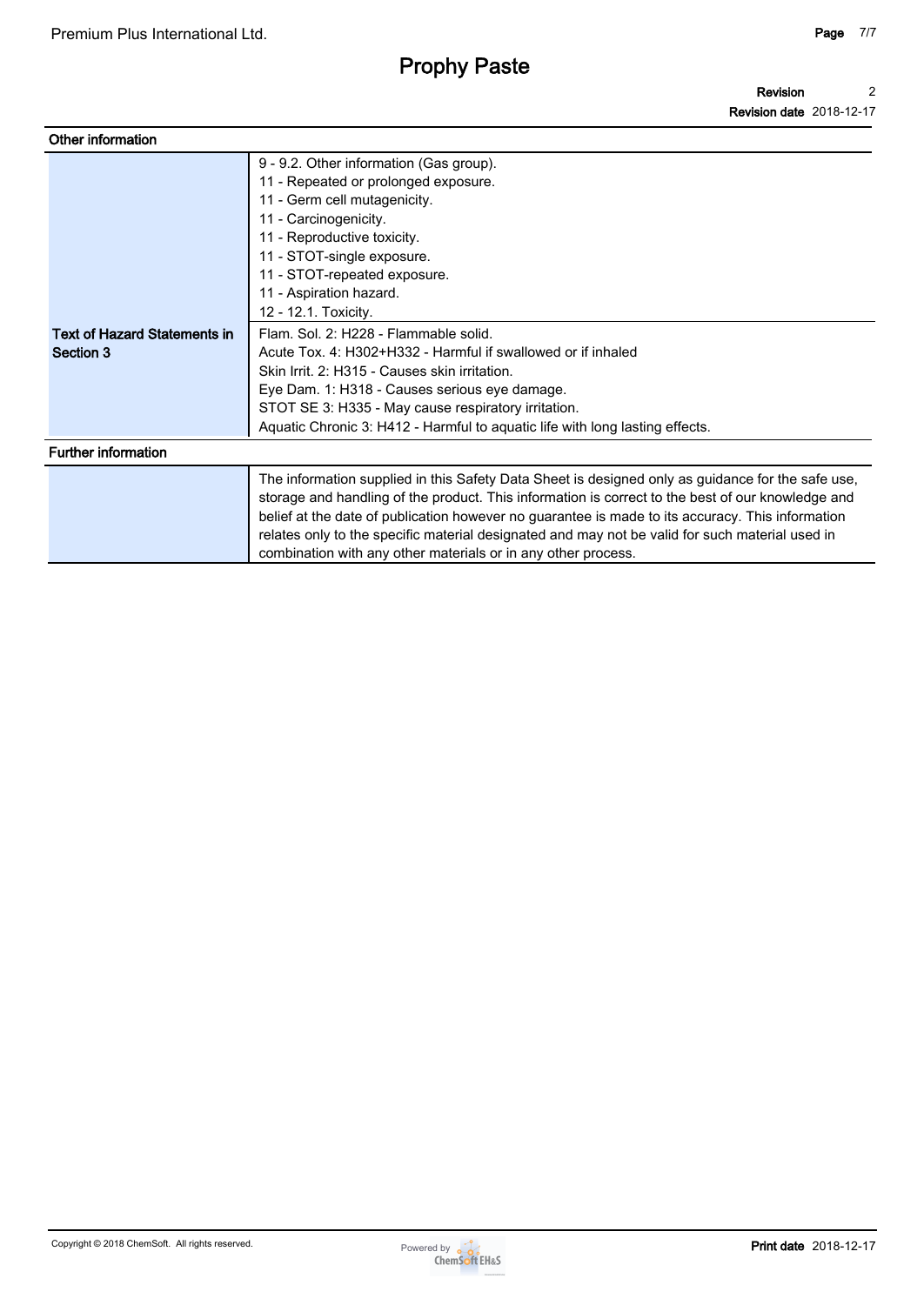## Other information

| | |
|---|---|
| | 9 - 9.2. Other information (Gas group).<br>11 - Repeated or prolonged exposure.<br>11 - Germ cell mutagenicity.<br>11 - Carcinogenicity.<br>11 - Reproductive toxicity.<br>11 - STOT-single exposure.<br>11 - STOT-repeated exposure.<br>11 - Aspiration hazard.<br>12 - 12.1. Toxicity. |
| **Text of Hazard Statements in Section 3** | Flam. Sol. 2: H228 - Flammable solid.<br>Acute Tox. 4: H302+H332 - Harmful if swallowed or if inhaled<br>Skin Irrit. 2: H315 - Causes skin irritation.<br>Eye Dam. 1: H318 - Causes serious eye damage.<br>STOT SE 3: H335 - May cause respiratory irritation.<br>Aquatic Chronic 3: H412 - Harmful to aquatic life with long lasting effects. |

## Further information

| | |
|---|---|
| | The information supplied in this Safety Data Sheet is designed only as guidance for the safe use, storage and handling of the product. This information is correct to the best of our knowledge and belief at the date of publication however no guarantee is made to its accuracy. This information relates only to the specific material designated and may not be valid for such material used in combination with any other materials or in any other process. |